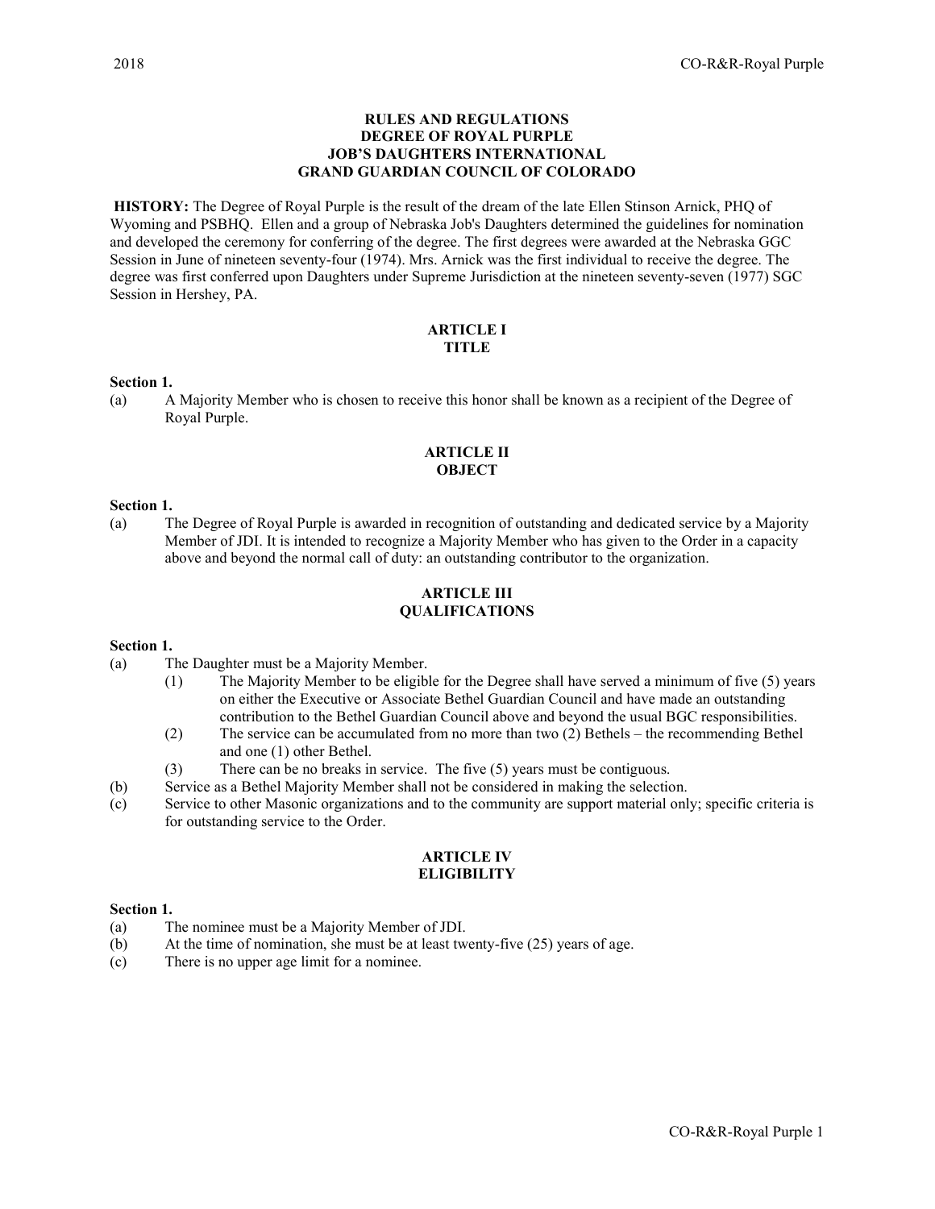# RULES AND REGULATIONS
# DEGREE OF ROYAL PURPLE
# JOB'S DAUGHTERS INTERNATIONAL
# GRAND GUARDIAN COUNCIL OF COLORADO

**HISTORY:** The Degree of Royal Purple is the result of the dream of the late Ellen Stinson Arnick, PHQ of Wyoming and PSBHQ. Ellen and a group of Nebraska Job's Daughters determined the guidelines for nomination and developed the ceremony for conferring of the degree. The first degrees were awarded at the Nebraska GGC Session in June of nineteen seventy-four (1974). Mrs. Arnick was the first individual to receive the degree. The degree was first conferred upon Daughters under Supreme Jurisdiction at the nineteen seventy-seven (1977) SGC Session in Hershey, PA.

## ARTICLE I
## TITLE

**Section 1.**

(a) A Majority Member who is chosen to receive this honor shall be known as a recipient of the Degree of Royal Purple.

## ARTICLE II
## OBJECT

**Section 1.**

(a) The Degree of Royal Purple is awarded in recognition of outstanding and dedicated service by a Majority Member of JDI. It is intended to recognize a Majority Member who has given to the Order in a capacity above and beyond the normal call of duty: an outstanding contributor to the organization.

## ARTICLE III
## QUALIFICATIONS

**Section 1.**

(a) The Daughter must be a Majority Member.
   - (1) The Majority Member to be eligible for the Degree shall have served a minimum of five (5) years on either the Executive or Associate Bethel Guardian Council and have made an outstanding contribution to the Bethel Guardian Council above and beyond the usual BGC responsibilities.
   - (2) The service can be accumulated from no more than two (2) Bethels – the recommending Bethel and one (1) other Bethel.
   - (3) There can be no breaks in service. The five (5) years must be contiguous.

(b) Service as a Bethel Majority Member shall not be considered in making the selection.

(c) Service to other Masonic organizations and to the community are support material only; specific criteria is for outstanding service to the Order.

## ARTICLE IV
## ELIGIBILITY

**Section 1.**

(a) The nominee must be a Majority Member of JDI.

(b) At the time of nomination, she must be at least twenty-five (25) years of age.

(c) There is no upper age limit for a nominee.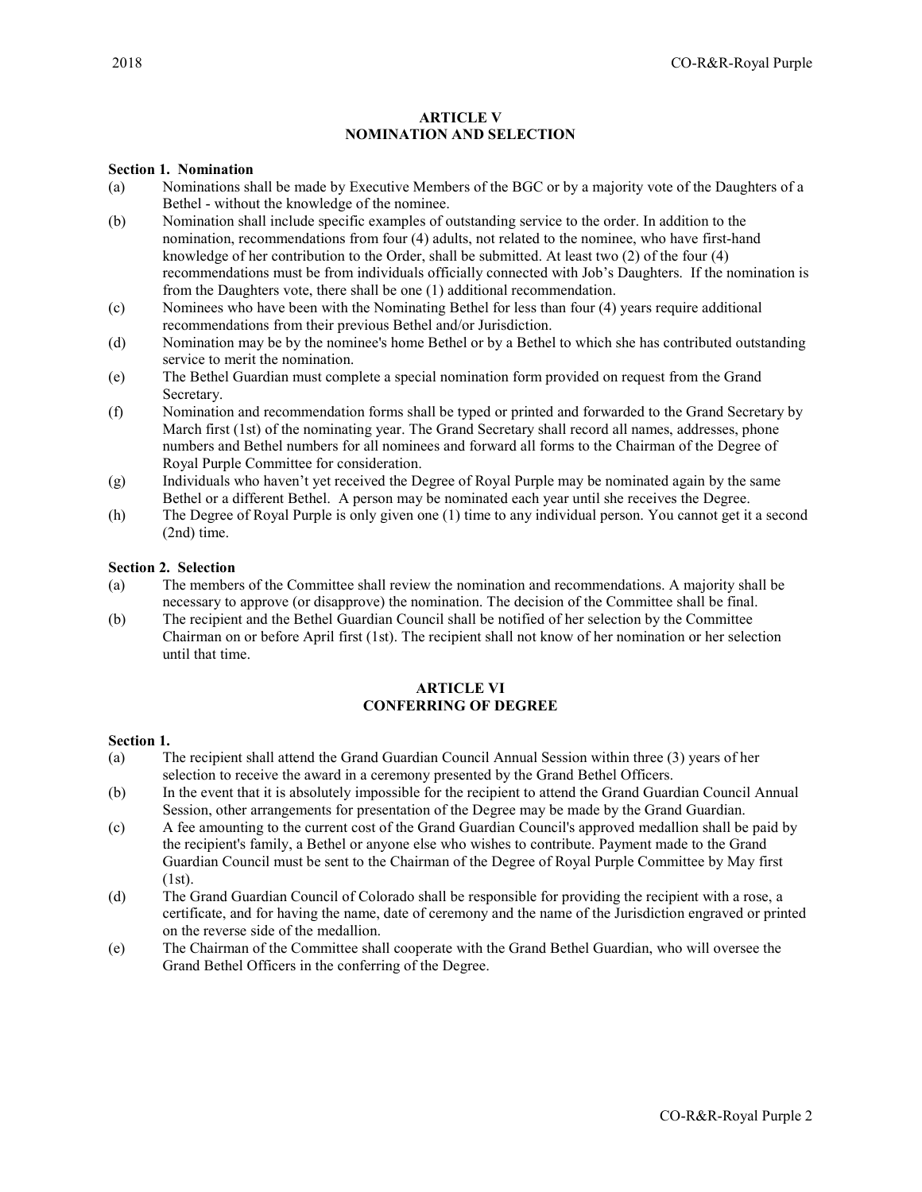## ARTICLE V
## NOMINATION AND SELECTION

**Section 1. Nomination**

(a) Nominations shall be made by Executive Members of the BGC or by a majority vote of the Daughters of a Bethel - without the knowledge of the nominee.

(b) Nomination shall include specific examples of outstanding service to the order. In addition to the nomination, recommendations from four (4) adults, not related to the nominee, who have first-hand knowledge of her contribution to the Order, shall be submitted. At least two (2) of the four (4) recommendations must be from individuals officially connected with Job's Daughters. If the nomination is from the Daughters vote, there shall be one (1) additional recommendation.

(c) Nominees who have been with the Nominating Bethel for less than four (4) years require additional recommendations from their previous Bethel and/or Jurisdiction.

(d) Nomination may be by the nominee's home Bethel or by a Bethel to which she has contributed outstanding service to merit the nomination.

(e) The Bethel Guardian must complete a special nomination form provided on request from the Grand Secretary.

(f) Nomination and recommendation forms shall be typed or printed and forwarded to the Grand Secretary by March first (1st) of the nominating year. The Grand Secretary shall record all names, addresses, phone numbers and Bethel numbers for all nominees and forward all forms to the Chairman of the Degree of Royal Purple Committee for consideration.

(g) Individuals who haven't yet received the Degree of Royal Purple may be nominated again by the same Bethel or a different Bethel. A person may be nominated each year until she receives the Degree.

(h) The Degree of Royal Purple is only given one (1) time to any individual person. You cannot get it a second (2nd) time.

**Section 2. Selection**

(a) The members of the Committee shall review the nomination and recommendations. A majority shall be necessary to approve (or disapprove) the nomination. The decision of the Committee shall be final.

(b) The recipient and the Bethel Guardian Council shall be notified of her selection by the Committee Chairman on or before April first (1st). The recipient shall not know of her nomination or her selection until that time.

## ARTICLE VI
## CONFERRING OF DEGREE

**Section 1.**

(a) The recipient shall attend the Grand Guardian Council Annual Session within three (3) years of her selection to receive the award in a ceremony presented by the Grand Bethel Officers.

(b) In the event that it is absolutely impossible for the recipient to attend the Grand Guardian Council Annual Session, other arrangements for presentation of the Degree may be made by the Grand Guardian.

(c) A fee amounting to the current cost of the Grand Guardian Council's approved medallion shall be paid by the recipient's family, a Bethel or anyone else who wishes to contribute. Payment made to the Grand Guardian Council must be sent to the Chairman of the Degree of Royal Purple Committee by May first (1st).

(d) The Grand Guardian Council of Colorado shall be responsible for providing the recipient with a rose, a certificate, and for having the name, date of ceremony and the name of the Jurisdiction engraved or printed on the reverse side of the medallion.

(e) The Chairman of the Committee shall cooperate with the Grand Bethel Guardian, who will oversee the Grand Bethel Officers in the conferring of the Degree.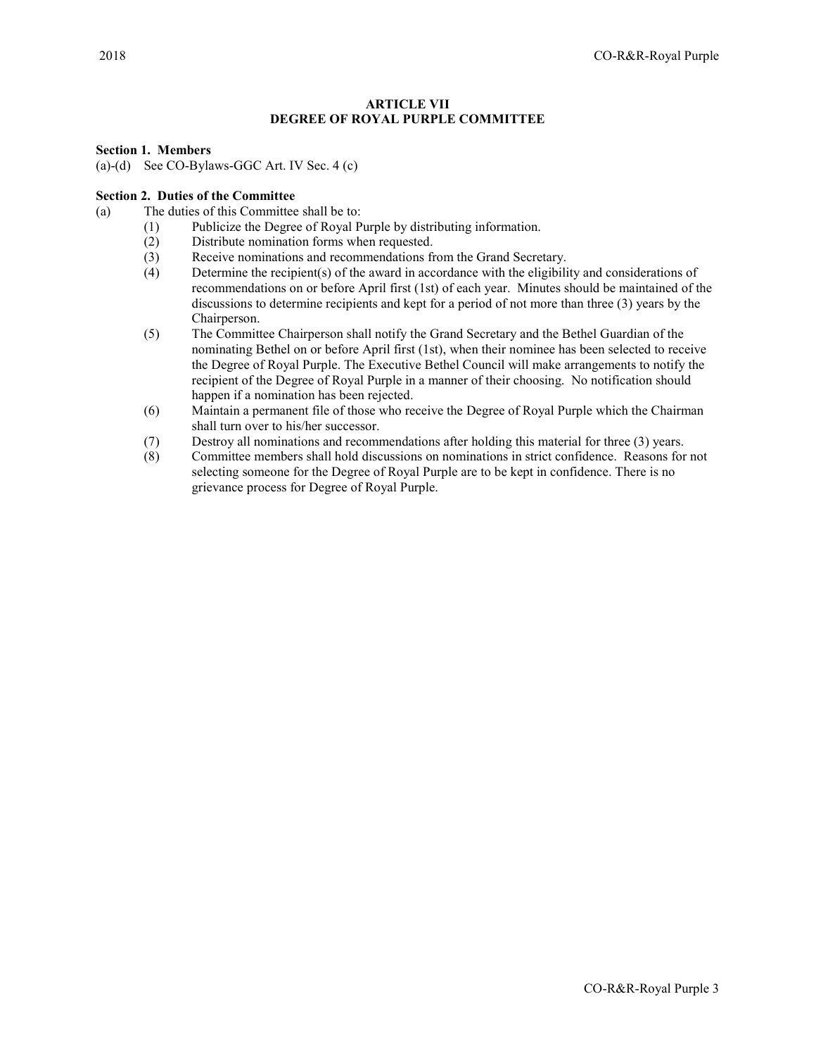## ARTICLE VII
## DEGREE OF ROYAL PURPLE COMMITTEE

**Section 1. Members**

(a)-(d) See CO-Bylaws-GGC Art. IV Sec. 4 (c)

**Section 2. Duties of the Committee**

(a) The duties of this Committee shall be to:

(1) Publicize the Degree of Royal Purple by distributing information.

(2) Distribute nomination forms when requested.

(3) Receive nominations and recommendations from the Grand Secretary.

(4) Determine the recipient(s) of the award in accordance with the eligibility and considerations of recommendations on or before April first (1st) of each year. Minutes should be maintained of the discussions to determine recipients and kept for a period of not more than three (3) years by the Chairperson.

(5) The Committee Chairperson shall notify the Grand Secretary and the Bethel Guardian of the nominating Bethel on or before April first (1st), when their nominee has been selected to receive the Degree of Royal Purple. The Executive Bethel Council will make arrangements to notify the recipient of the Degree of Royal Purple in a manner of their choosing. No notification should happen if a nomination has been rejected.

(6) Maintain a permanent file of those who receive the Degree of Royal Purple which the Chairman shall turn over to his/her successor.

(7) Destroy all nominations and recommendations after holding this material for three (3) years.

(8) Committee members shall hold discussions on nominations in strict confidence. Reasons for not selecting someone for the Degree of Royal Purple are to be kept in confidence. There is no grievance process for Degree of Royal Purple.